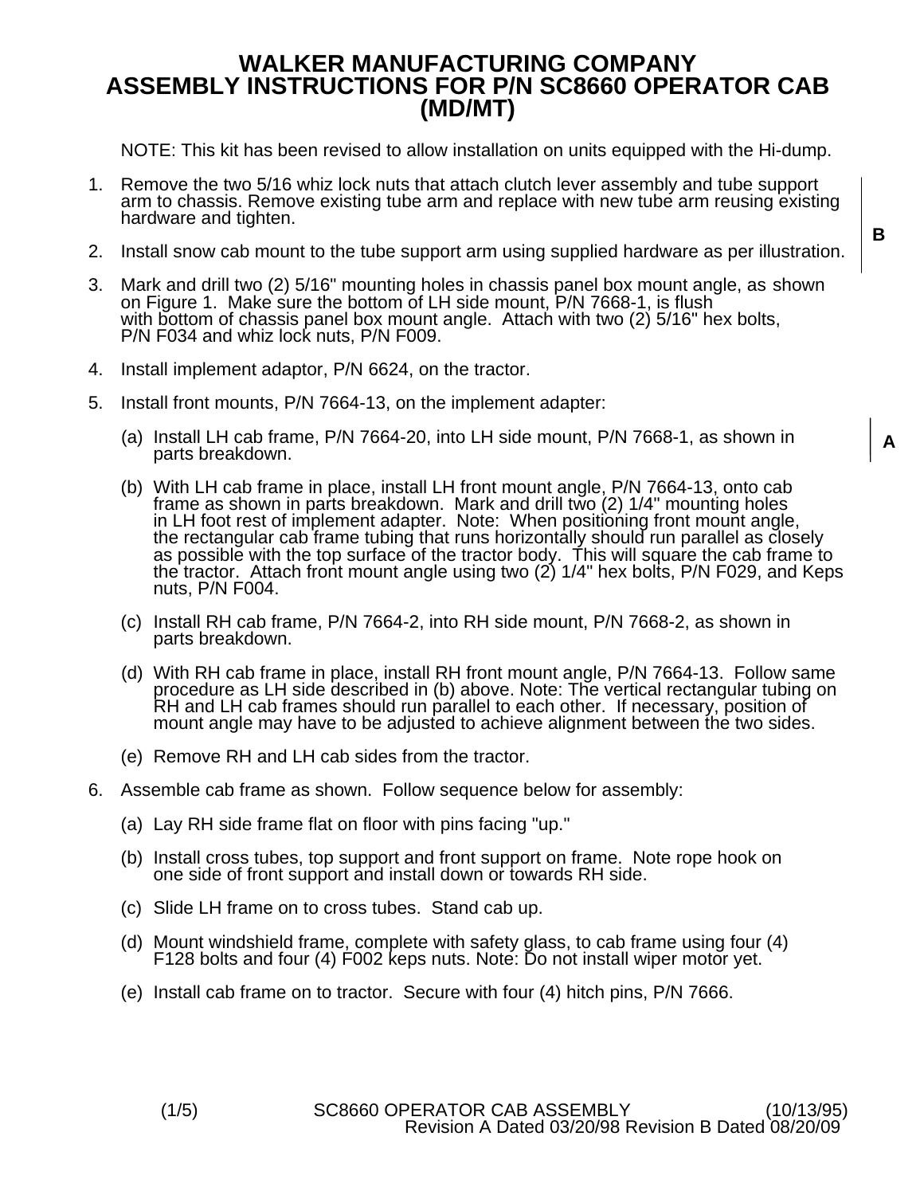# WALKER MANUFACTURING COMPANY
# ASSEMBLY INSTRUCTIONS FOR P/N SC8660 OPERATOR CAB (MD/MT)

NOTE: This kit has been revised to allow installation on units equipped with the Hi-dump.

1. Remove the two 5/16 whiz lock nuts that attach clutch lever assembly and tube support arm to chassis. Remove existing tube arm and replace with new tube arm reusing existing hardware and tighten.

2. Install snow cab mount to the tube support arm using supplied hardware as per illustration.

**B**

3. Mark and drill two (2) 5/16" mounting holes in chassis panel box mount angle, as shown on Figure 1. Make sure the bottom of LH side mount, P/N 7668-1, is flush with bottom of chassis panel box mount angle. Attach with two (2) 5/16" hex bolts, P/N F034 and whiz lock nuts, P/N F009.

4. Install implement adaptor, P/N 6624, on the tractor.

5. Install front mounts, P/N 7664-13, on the implement adapter:

   (a) Install LH cab frame, P/N 7664-20, into LH side mount, P/N 7668-1, as shown in parts breakdown.

   **A**

   (b) With LH cab frame in place, install LH front mount angle, P/N 7664-13, onto cab frame as shown in parts breakdown. Mark and drill two (2) 1/4" mounting holes in LH foot rest of implement adapter. Note: When positioning front mount angle, the rectangular cab frame tubing that runs horizontally should run parallel as closely as possible with the top surface of the tractor body. This will square the cab frame to the tractor. Attach front mount angle using two (2) 1/4" hex bolts, P/N F029, and Keps nuts, P/N F004.

   (c) Install RH cab frame, P/N 7664-2, into RH side mount, P/N 7668-2, as shown in parts breakdown.

   (d) With RH cab frame in place, install RH front mount angle, P/N 7664-13. Follow same procedure as LH side described in (b) above. Note: The vertical rectangular tubing on RH and LH cab frames should run parallel to each other. If necessary, position of mount angle may have to be adjusted to achieve alignment between the two sides.

   (e) Remove RH and LH cab sides from the tractor.

6. Assemble cab frame as shown. Follow sequence below for assembly:

   (a) Lay RH side frame flat on floor with pins facing "up."

   (b) Install cross tubes, top support and front support on frame. Note rope hook on one side of front support and install down or towards RH side.

   (c) Slide LH frame on to cross tubes. Stand cab up.

   (d) Mount windshield frame, complete with safety glass, to cab frame using four (4) F128 bolts and four (4) F002 keps nuts. Note: Do not install wiper motor yet.

   (e) Install cab frame on to tractor. Secure with four (4) hitch pins, P/N 7666.

SC8660 OPERATOR CAB ASSEMBLY (10/13/95)
Revision A Dated 03/20/98 Revision B Dated 08/20/09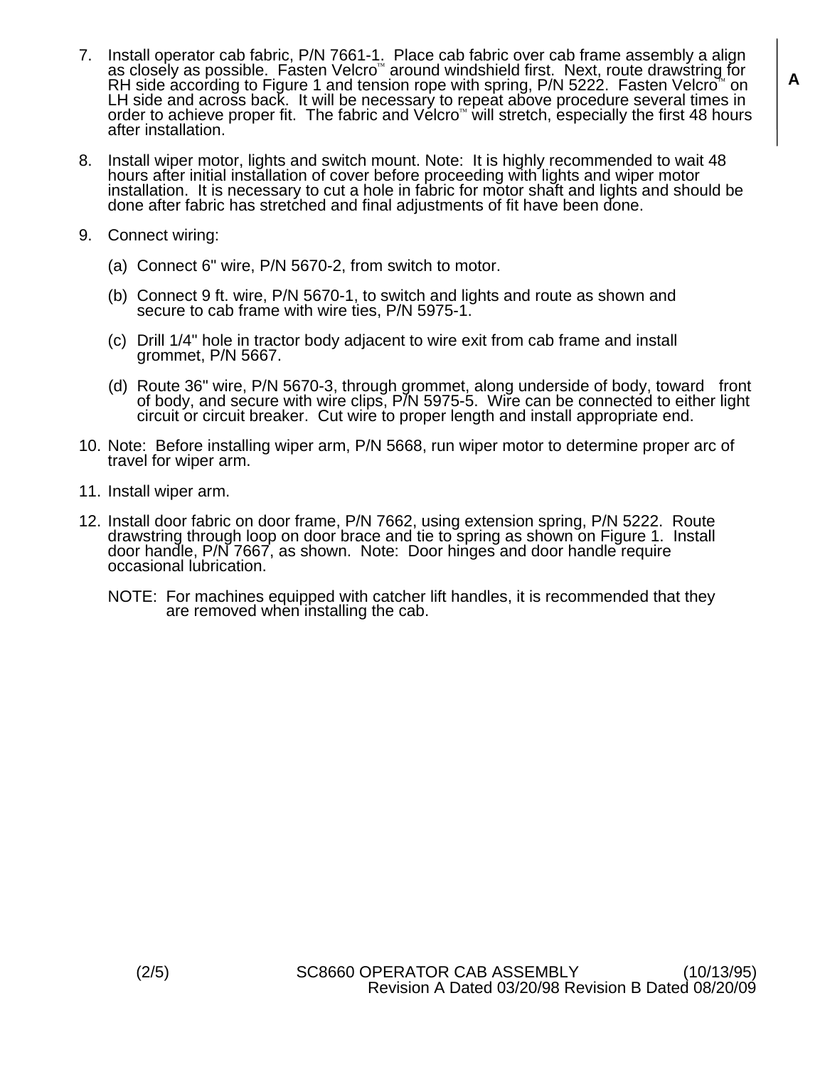7. Install operator cab fabric, P/N 7661-1. Place cab fabric over cab frame assembly a align as closely as possible. Fasten Velcro™ around windshield first. Next, route drawstring for RH side according to Figure 1 and tension rope with spring, P/N 5222. Fasten Velcro™ on LH side and across back. It will be necessary to repeat above procedure several times in order to achieve proper fit. The fabric and Velcro™ will stretch, especially the first 48 hours after installation.

8. Install wiper motor, lights and switch mount. Note: It is highly recommended to wait 48 hours after initial installation of cover before proceeding with lights and wiper motor installation. It is necessary to cut a hole in fabric for motor shaft and lights and should be done after fabric has stretched and final adjustments of fit have been done.

9. Connect wiring:

   (a) Connect 6" wire, P/N 5670-2, from switch to motor.

   (b) Connect 9 ft. wire, P/N 5670-1, to switch and lights and route as shown and secure to cab frame with wire ties, P/N 5975-1.

   (c) Drill 1/4" hole in tractor body adjacent to wire exit from cab frame and install grommet, P/N 5667.

   (d) Route 36" wire, P/N 5670-3, through grommet, along underside of body, toward front of body, and secure with wire clips, P/N 5975-5. Wire can be connected to either light circuit or circuit breaker. Cut wire to proper length and install appropriate end.

10. Note: Before installing wiper arm, P/N 5668, run wiper motor to determine proper arc of travel for wiper arm.

11. Install wiper arm.

12. Install door fabric on door frame, P/N 7662, using extension spring, P/N 5222. Route drawstring through loop on door brace and tie to spring as shown on Figure 1. Install door handle, P/N 7667, as shown. Note: Door hinges and door handle require occasional lubrication.

    NOTE: For machines equipped with catcher lift handles, it is recommended that they are removed when installing the cab.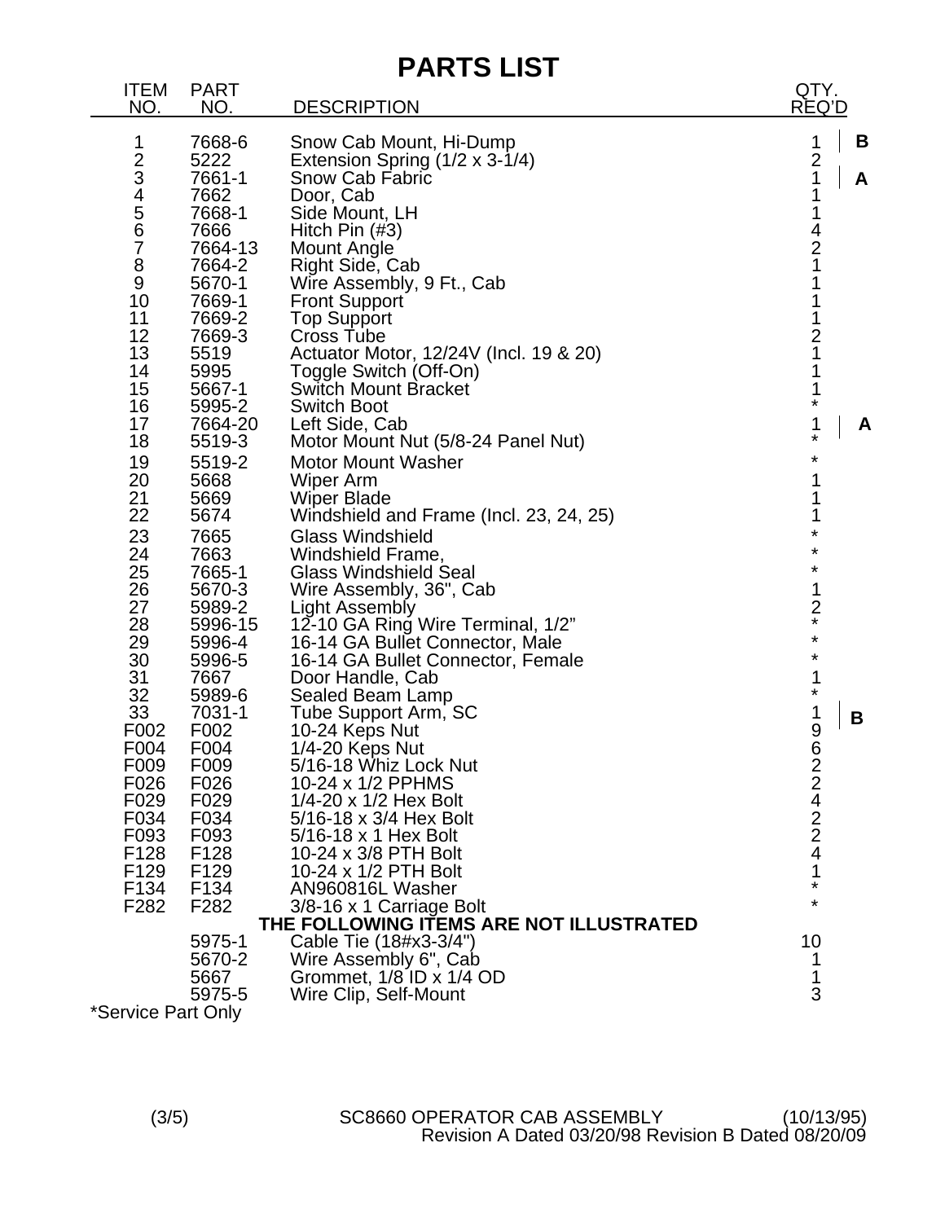# PARTS LIST

| ITEM NO. | PART NO. | DESCRIPTION | QTY. REQ'D | |
|---|---|---|---|---|
| 1 | 7668-6 | Snow Cab Mount, Hi-Dump | 1 | B |
| 2 | 5222 | Extension Spring (1/2 x 3-1/4) | 2 | |
| 3 | 7661-1 | Snow Cab Fabric | 1 | A |
| 4 | 7662 | Door, Cab | 1 | |
| 5 | 7668-1 | Side Mount, LH | 1 | |
| 6 | 7666 | Hitch Pin (#3) | 4 | |
| 7 | 7664-13 | Mount Angle | 2 | |
| 8 | 7664-2 | Right Side, Cab | 1 | |
| 9 | 5670-1 | Wire Assembly, 9 Ft., Cab | 1 | |
| 10 | 7669-1 | Front Support | 1 | |
| 11 | 7669-2 | Top Support | 1 | |
| 12 | 7669-3 | Cross Tube | 2 | |
| 13 | 5519 | Actuator Motor, 12/24V (Incl. 19 & 20) | 1 | |
| 14 | 5995 | Toggle Switch (Off-On) | 1 | |
| 15 | 5667-1 | Switch Mount Bracket | 1 | |
| 16 | 5995-2 | Switch Boot | * | |
| 17 | 7664-20 | Left Side, Cab | 1 | A |
| 18 | 5519-3 | Motor Mount Nut (5/8-24 Panel Nut) | * | |
| 19 | 5519-2 | Motor Mount Washer | * | |
| 20 | 5668 | Wiper Arm | 1 | |
| 21 | 5669 | Wiper Blade | 1 | |
| 22 | 5674 | Windshield and Frame (Incl. 23, 24, 25) | 1 | |
| 23 | 7665 | Glass Windshield | * | |
| 24 | 7663 | Windshield Frame, | * | |
| 25 | 7665-1 | Glass Windshield Seal | * | |
| 26 | 5670-3 | Wire Assembly, 36", Cab | 1 | |
| 27 | 5989-2 | Light Assembly | 2 | |
| 28 | 5996-15 | 12-10 GA Ring Wire Terminal, 1/2" | * | |
| 29 | 5996-4 | 16-14 GA Bullet Connector, Male | * | |
| 30 | 5996-5 | 16-14 GA Bullet Connector, Female | * | |
| 31 | 7667 | Door Handle, Cab | 1 | |
| 32 | 5989-6 | Sealed Beam Lamp | * | |
| 33 | 7031-1 | Tube Support Arm, SC | 1 | B |
| F002 | F002 | 10-24 Keps Nut | 9 | |
| F004 | F004 | 1/4-20 Keps Nut | 6 | |
| F009 | F009 | 5/16-18 Whiz Lock Nut | 2 | |
| F026 | F026 | 10-24 x 1/2 PPHMS | 2 | |
| F029 | F029 | 1/4-20 x 1/2 Hex Bolt | 4 | |
| F034 | F034 | 5/16-18 x 3/4 Hex Bolt | 2 | |
| F093 | F093 | 5/16-18 x 1 Hex Bolt | 2 | |
| F128 | F128 | 10-24 x 3/8 PTH Bolt | 4 | |
| F129 | F129 | 10-24 x 1/2 PTH Bolt | 1 | |
| F134 | F134 | AN960816L Washer | * | |
| F282 | F282 | 3/8-16 x 1 Carriage Bolt | * | |
| | | **THE FOLLOWING ITEMS ARE NOT ILLUSTRATED** | | |
| | 5975-1 | Cable Tie (18#x3-3/4") | 10 | |
| | 5670-2 | Wire Assembly 6", Cab | 1 | |
| | 5667 | Grommet, 1/8 ID x 1/4 OD | 1 | |
| | 5975-5 | Wire Clip, Self-Mount | 3 | |

*Service Part Only

SC8660 OPERATOR CAB ASSEMBLY (10/13/95)
Revision A Dated 03/20/98 Revision B Dated 08/20/09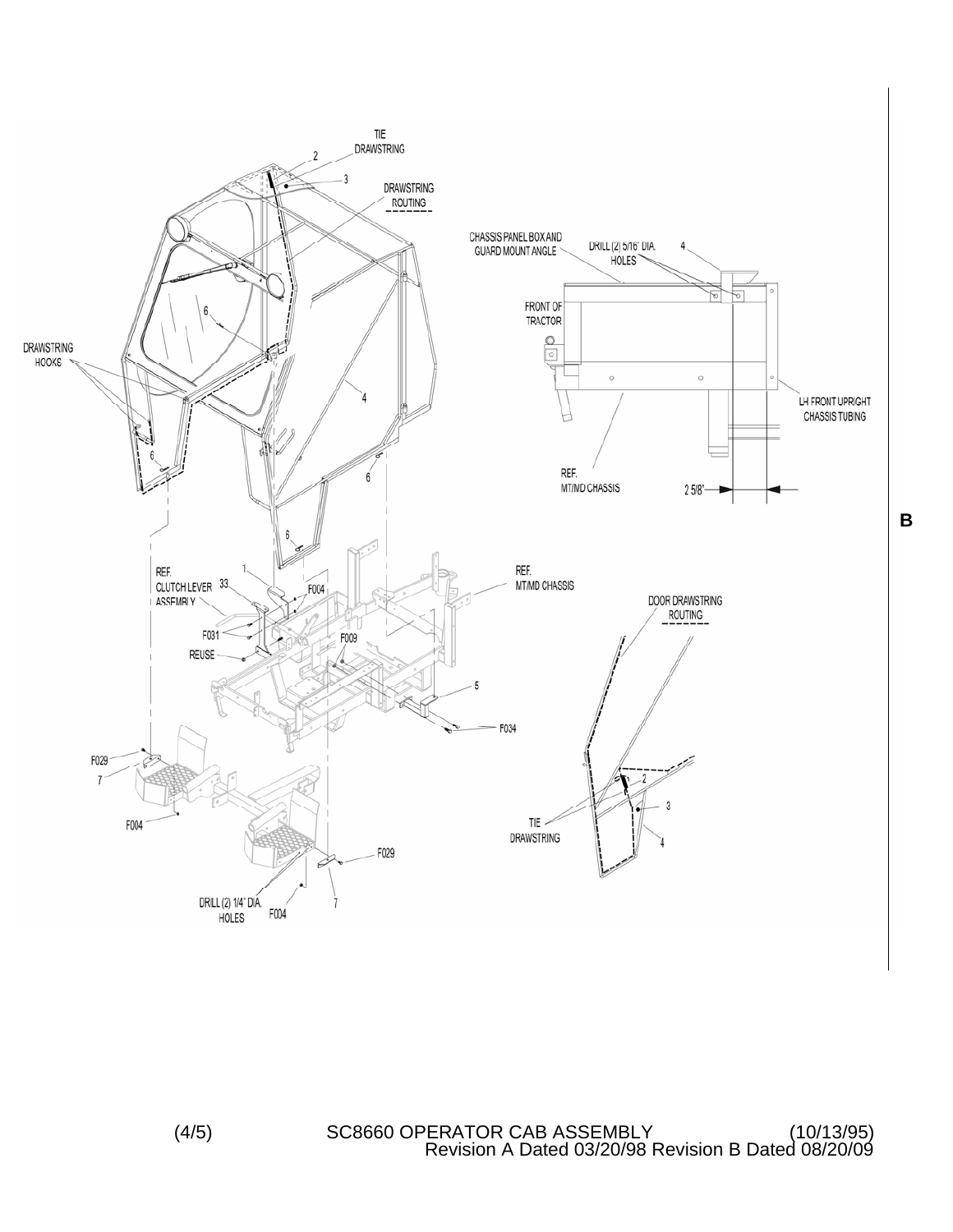TIE
DRAWSTRING

2

3

DRAWSTRING
ROUTING

6

DRAWSTRING
HOOKS

4

6

6

6

CHASSIS PANEL BOX AND
GUARD MOUNT ANGLE

DRILL (2) 5/16" DIA.
HOLES

4

FRONT OF
TRACTOR

LH FRONT UPRIGHT
CHASSIS TUBING

REF.
MT/MD CHASSIS

2 5/8"

B

REF.
CLUTCH LEVER
ASSEMBLY

1

33

F004

F031

REUSE

F009

REF.
MT/MD CHASSIS

DOOR DRAWSTRING
ROUTING

5

F034

F029

7

F004

F029

DRILL (2) 1/4" DIA.
HOLES

F004

7

TIE
DRAWSTRING

2

3

4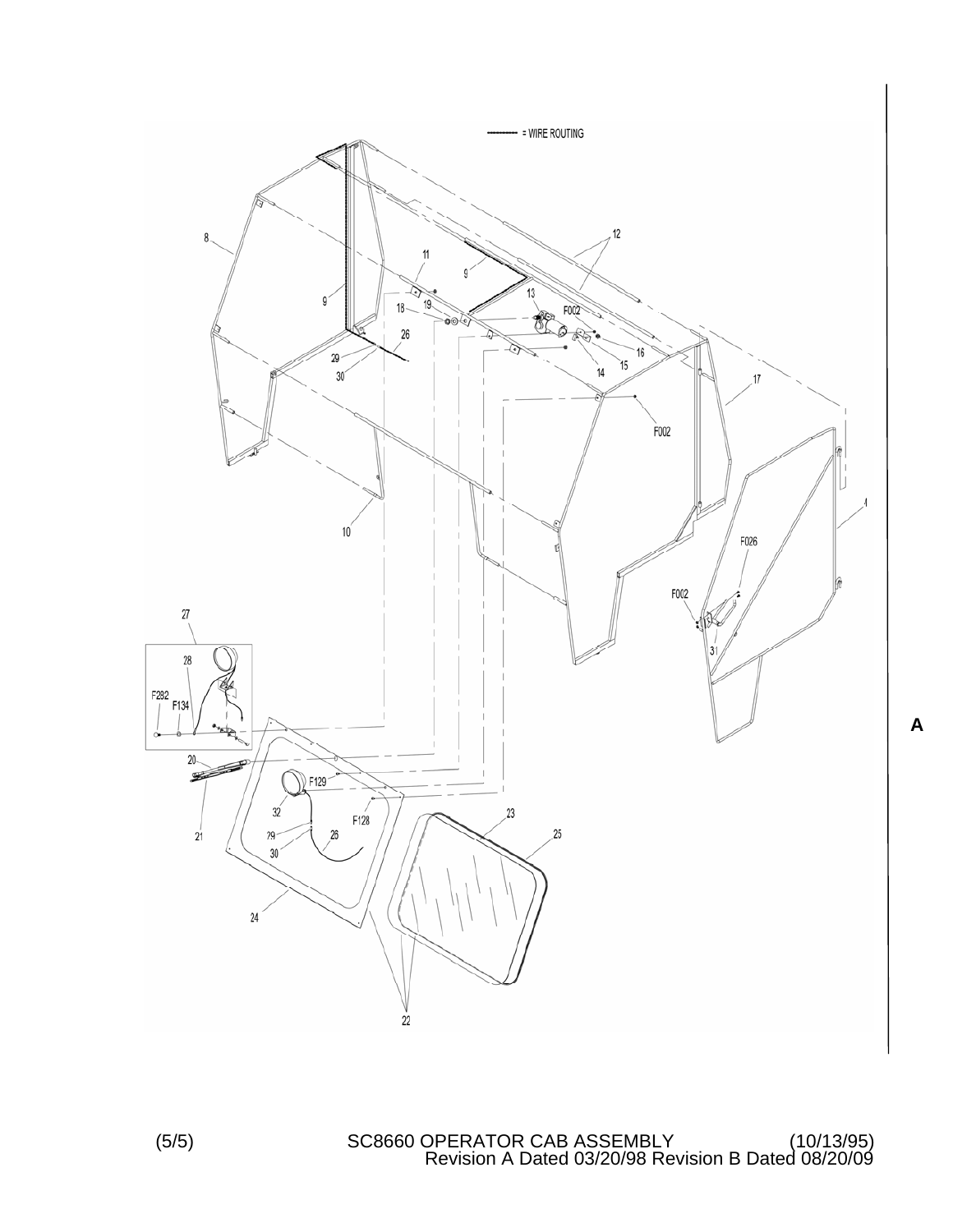= WIRE ROUTING

8
9
11
12
9
13
F002
18
19
16
15
14
26
29
30
17
F002
10
1
F026
F002
31
27
28
F292
F134
20
F129
21
32
F128
29
26
30
23
25
24
22

A